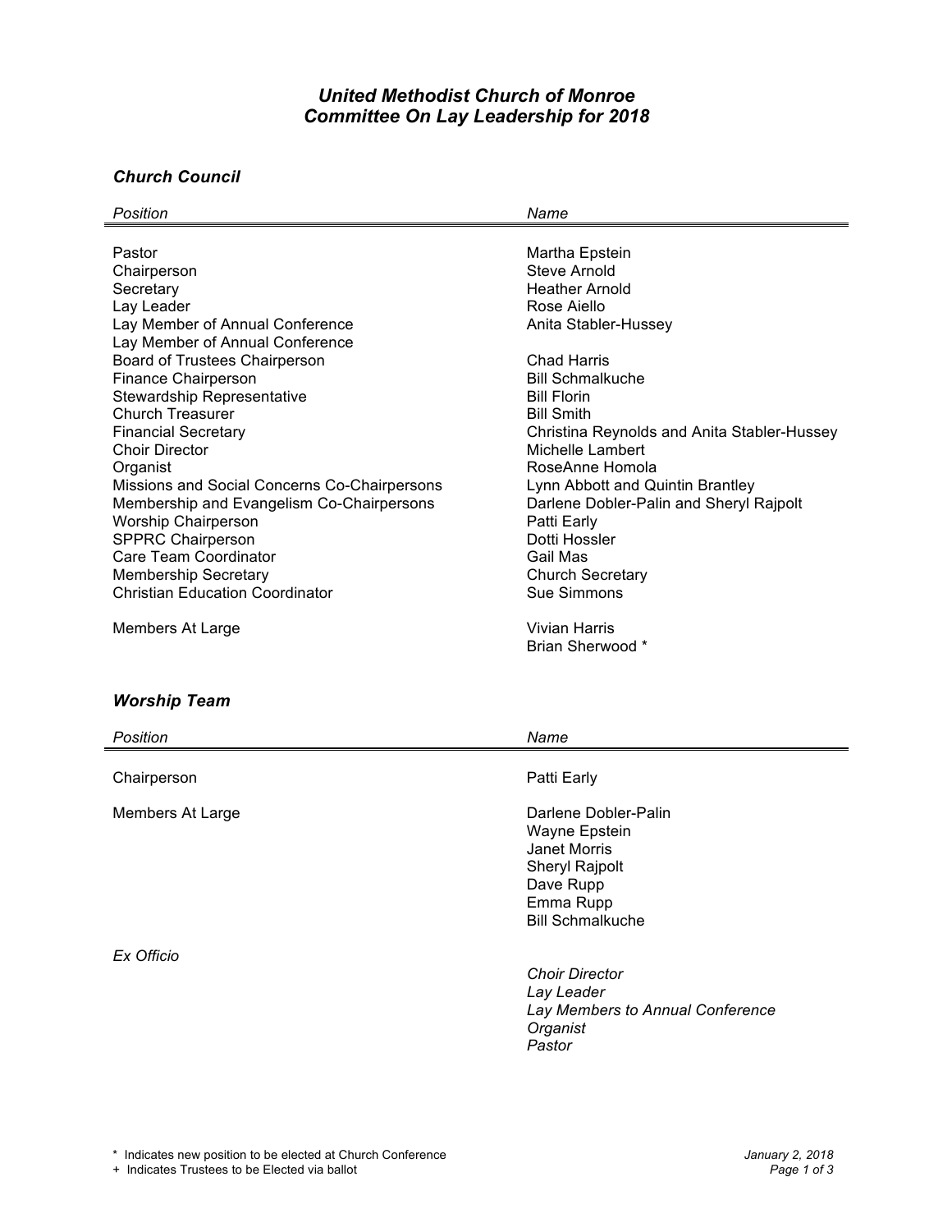## *United Methodist Church of Monroe*
## *Committee On Lay Leadership for 2018*

### *Church Council*

| *Position* | *Name* |
|---|---|
| Pastor | Martha Epstein |
| Chairperson | Steve Arnold |
| Secretary | Heather Arnold |
| Lay Leader | Rose Aiello |
| Lay Member of Annual Conference | Anita Stabler-Hussey |
| Lay Member of Annual Conference | |
| Board of Trustees Chairperson | Chad Harris |
| Finance Chairperson | Bill Schmalkuche |
| Stewardship Representative | Bill Florin |
| Church Treasurer | Bill Smith |
| Financial Secretary | Christina Reynolds and Anita Stabler-Hussey |
| Choir Director | Michelle Lambert |
| Organist | RoseAnne Homola |
| Missions and Social Concerns Co-Chairpersons | Lynn Abbott and Quintin Brantley |
| Membership and Evangelism Co-Chairpersons | Darlene Dobler-Palin and Sheryl Rajpolt |
| Worship Chairperson | Patti Early |
| SPPRC Chairperson | Dotti Hossler |
| Care Team Coordinator | Gail Mas |
| Membership Secretary | Church Secretary |
| Christian Education Coordinator | Sue Simmons |
| Members At Large | Vivian Harris |
| | Brian Sherwood * |

### *Worship Team*

| *Position* | *Name* |
|---|---|
| Chairperson | Patti Early |
| Members At Large | Darlene Dobler-Palin |
| | Wayne Epstein |
| | Janet Morris |
| | Sheryl Rajpolt |
| | Dave Rupp |
| | Emma Rupp |
| | Bill Schmalkuche |
| *Ex Officio* | *Choir Director* |
| | *Lay Leader* |
| | *Lay Members to Annual Conference* |
| | *Organist* |
| | *Pastor* |

\* Indicates new position to be elected at Church Conference
\+ Indicates Trustees to be Elected via ballot

*January 2, 2018*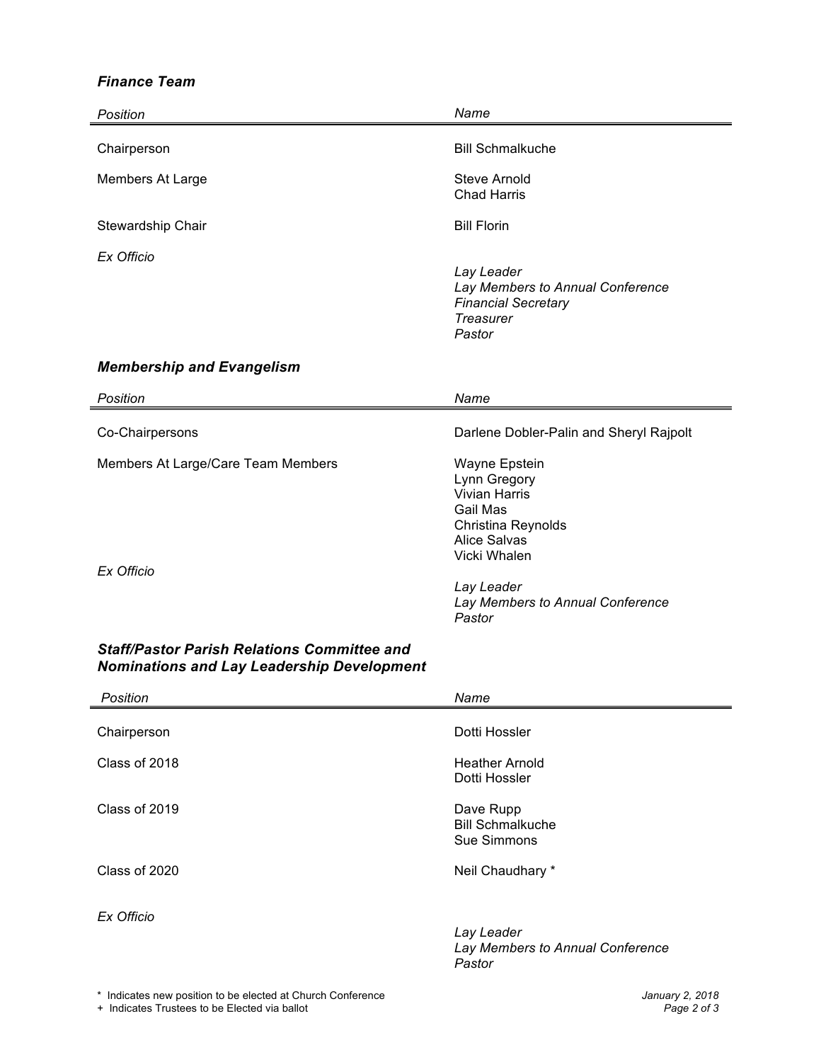### *Finance Team*

| *Position* | *Name* |
|---|---|
| Chairperson | Bill Schmalkuche |
| Members At Large | Steve Arnold<br>Chad Harris |
| Stewardship Chair | Bill Florin |
| *Ex Officio* | *Lay Leader*<br>*Lay Members to Annual Conference*<br>*Financial Secretary*<br>*Treasurer*<br>*Pastor* |

### *Membership and Evangelism*

| *Position* | *Name* |
|---|---|
| Co-Chairpersons | Darlene Dobler-Palin and Sheryl Rajpolt |
| Members At Large/Care Team Members | Wayne Epstein<br>Lynn Gregory<br>Vivian Harris<br>Gail Mas<br>Christina Reynolds<br>Alice Salvas<br>Vicki Whalen |
| *Ex Officio* | *Lay Leader*<br>*Lay Members to Annual Conference*<br>*Pastor* |

### *Staff/Pastor Parish Relations Committee and Nominations and Lay Leadership Development*

| *Position* | *Name* |
|---|---|
| Chairperson | Dotti Hossler |
| Class of 2018 | Heather Arnold<br>Dotti Hossler |
| Class of 2019 | Dave Rupp<br>Bill Schmalkuche<br>Sue Simmons |
| Class of 2020 | Neil Chaudhary * |
| *Ex Officio* | *Lay Leader*<br>*Lay Members to Annual Conference*<br>*Pastor* |

\* Indicates new position to be elected at Church Conference
\+ Indicates Trustees to be Elected via ballot

*January 2, 2018*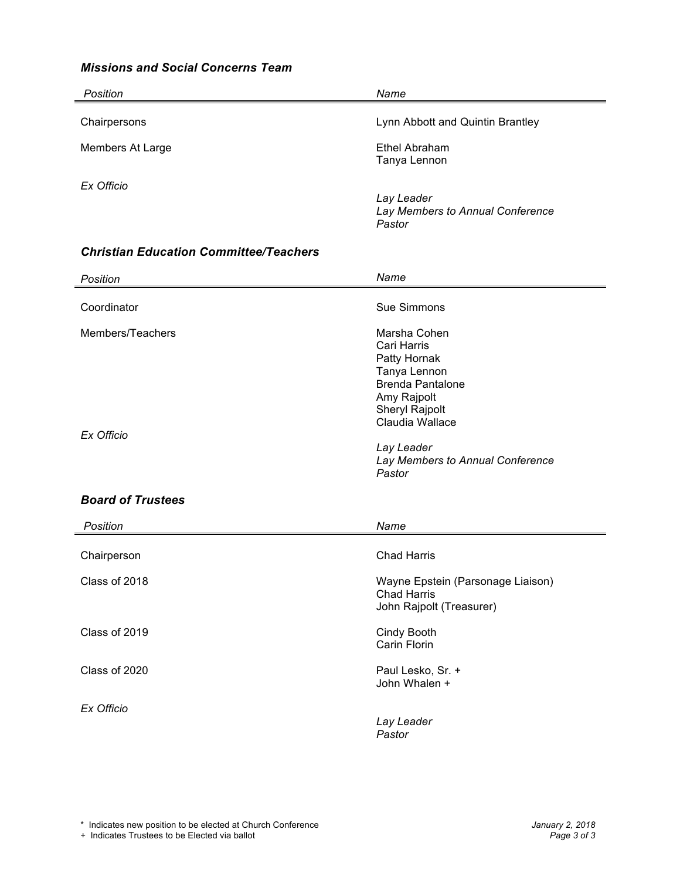### *Missions and Social Concerns Team*

| *Position* | *Name* |
| --- | --- |
| Chairpersons | Lynn Abbott and Quintin Brantley |
| Members At Large | Ethel Abraham<br>Tanya Lennon |
| *Ex Officio* | *Lay Leader*<br>*Lay Members to Annual Conference*<br>*Pastor* |

### *Christian Education Committee/Teachers*

| *Position* | *Name* |
| --- | --- |
| Coordinator | Sue Simmons |
| Members/Teachers | Marsha Cohen<br>Cari Harris<br>Patty Hornak<br>Tanya Lennon<br>Brenda Pantalone<br>Amy Rajpolt<br>Sheryl Rajpolt<br>Claudia Wallace |
| *Ex Officio* | *Lay Leader*<br>*Lay Members to Annual Conference*<br>*Pastor* |

### *Board of Trustees*

| *Position* | *Name* |
| --- | --- |
| Chairperson | Chad Harris |
| Class of 2018 | Wayne Epstein (Parsonage Liaison)<br>Chad Harris<br>John Rajpolt (Treasurer) |
| Class of 2019 | Cindy Booth<br>Carin Florin |
| Class of 2020 | Paul Lesko, Sr. +<br>John Whalen + |
| *Ex Officio* | *Lay Leader*<br>*Pastor* |

\* Indicates new position to be elected at Church Conference
+ Indicates Trustees to be Elected via ballot

*January 2, 2018*